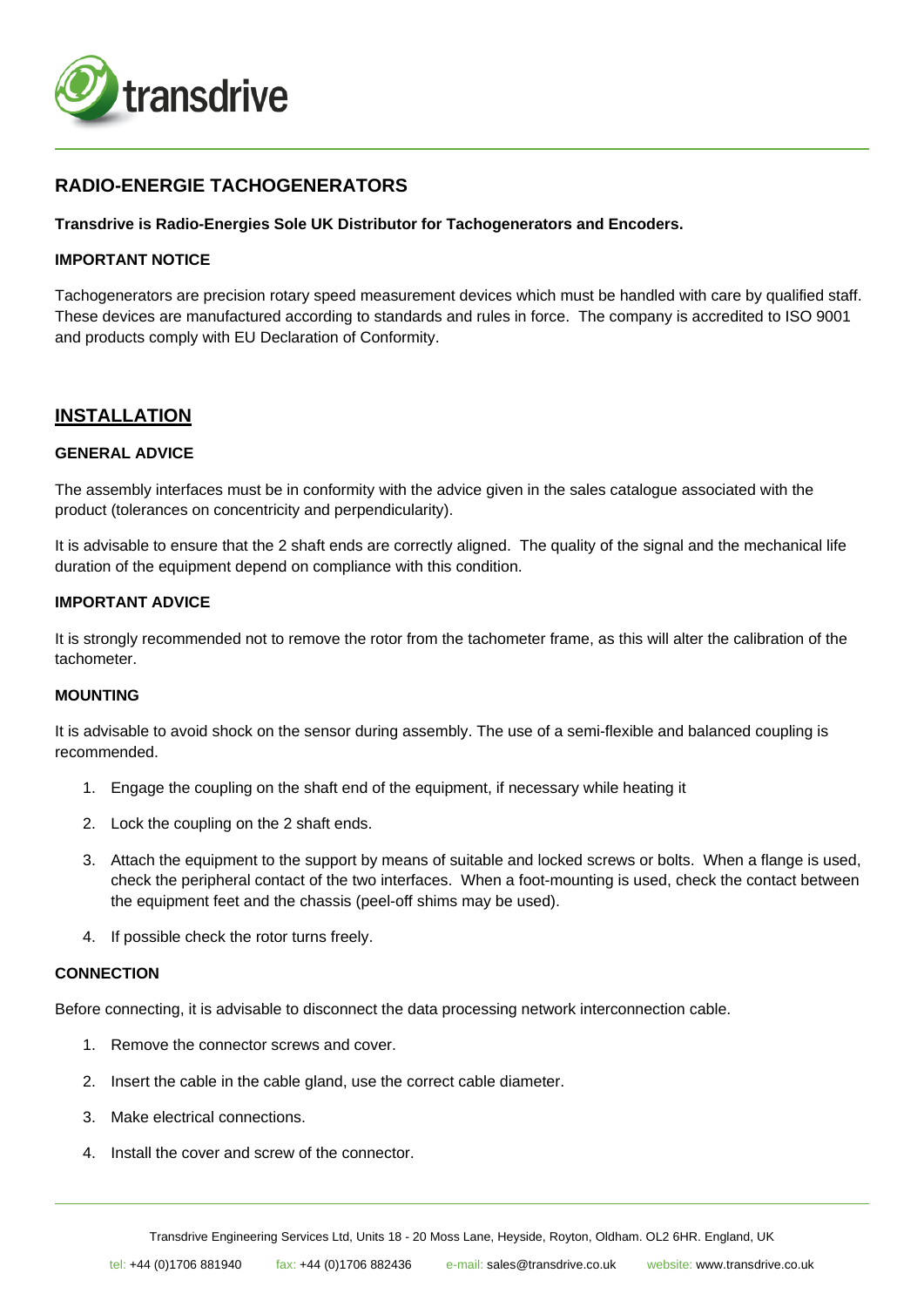# RADIO-ENERGIE TACHOGENERATORS

**Transdrive is Radio-Energies Sole UK Distributor for Tachogenerators and Encoders.**

**IMPORTANT NOTICE**

Tachogenerators are precision rotary speed measurement devices which must be handled with care by qualified staff. These devices are manufactured according to standards and rules in force. The company is accredited to ISO 9001 and products comply with EU Declaration of Conformity.

## INSTALLATION

### GENERAL ADVICE

The assembly interfaces must be in conformity with the advice given in the sales catalogue associated with the product (tolerances on concentricity and perpendicularity).

It is advisable to ensure that the 2 shaft ends are correctly aligned. The quality of the signal and the mechanical life duration of the equipment depend on compliance with this condition.

### IMPORTANT ADVICE

It is strongly recommended not to remove the rotor from the tachometer frame, as this will alter the calibration of the tachometer.

### MOUNTING

It is advisable to avoid shock on the sensor during assembly. The use of a semi-flexible and balanced coupling is recommended.

1. Engage the coupling on the shaft end of the equipment, if necessary while heating it
2. Lock the coupling on the 2 shaft ends.
3. Attach the equipment to the support by means of suitable and locked screws or bolts. When a flange is used, check the peripheral contact of the two interfaces. When a foot-mounting is used, check the contact between the equipment feet and the chassis (peel-off shims may be used).
4. If possible check the rotor turns freely.

### CONNECTION

Before connecting, it is advisable to disconnect the data processing network interconnection cable.

1. Remove the connector screws and cover.
2. Insert the cable in the cable gland, use the correct cable diameter.
3. Make electrical connections.
4. Install the cover and screw of the connector.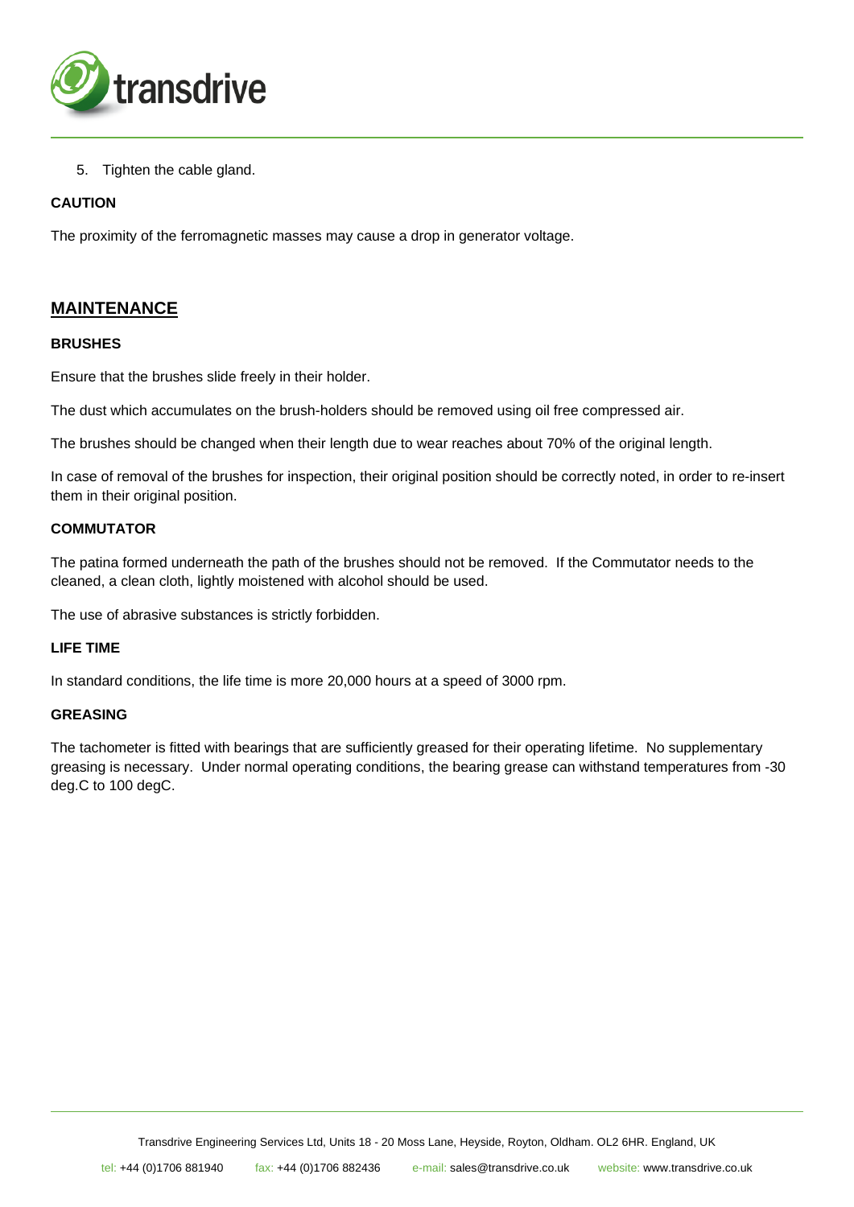5. Tighten the cable gland.

**CAUTION**

The proximity of the ferromagnetic masses may cause a drop in generator voltage.

## MAINTENANCE

**BRUSHES**

Ensure that the brushes slide freely in their holder.

The dust which accumulates on the brush-holders should be removed using oil free compressed air.

The brushes should be changed when their length due to wear reaches about 70% of the original length.

In case of removal of the brushes for inspection, their original position should be correctly noted, in order to re-insert them in their original position.

**COMMUTATOR**

The patina formed underneath the path of the brushes should not be removed. If the Commutator needs to the cleaned, a clean cloth, lightly moistened with alcohol should be used.

The use of abrasive substances is strictly forbidden.

**LIFE TIME**

In standard conditions, the life time is more 20,000 hours at a speed of 3000 rpm.

**GREASING**

The tachometer is fitted with bearings that are sufficiently greased for their operating lifetime. No supplementary greasing is necessary. Under normal operating conditions, the bearing grease can withstand temperatures from -30 deg.C to 100 degC.